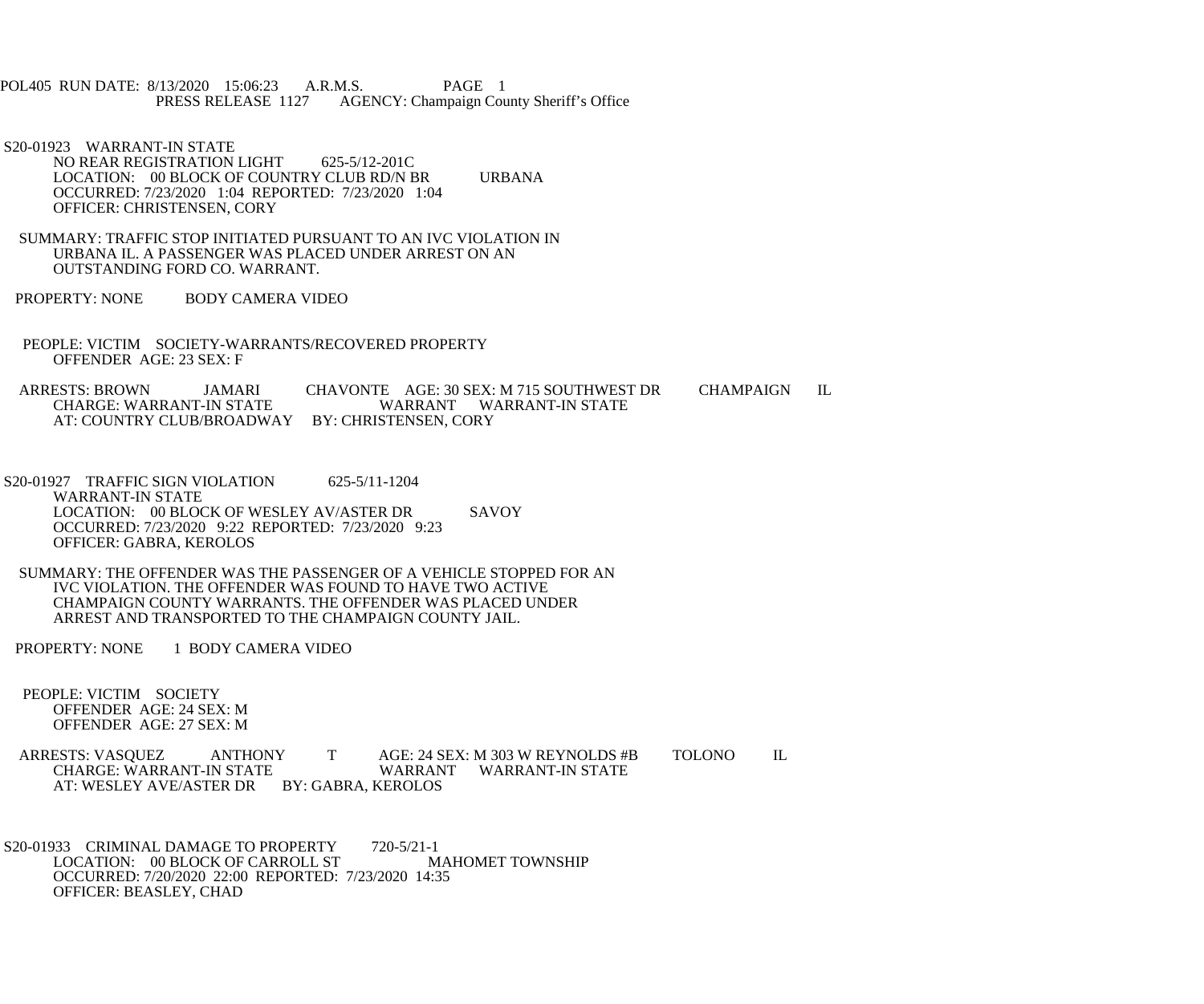POL405 RUN DATE: 8/13/2020 15:06:23 A.R.M.S. PAGE 1
PRESS RELEASE 1127 AGENCY: Champaign County Sheriff's Office

S20-01923 WARRANT-IN STATE
NO REAR REGISTRATION LIGHT 625-5/12-201C
LOCATION: 00 BLOCK OF COUNTRY CLUB RD/N BR URBANA
OCCURRED: 7/23/2020 1:04 REPORTED: 7/23/2020 1:04
OFFICER: CHRISTENSEN, CORY

SUMMARY: TRAFFIC STOP INITIATED PURSUANT TO AN IVC VIOLATION IN URBANA IL. A PASSENGER WAS PLACED UNDER ARREST ON AN OUTSTANDING FORD CO. WARRANT.

PROPERTY: NONE BODY CAMERA VIDEO

PEOPLE: VICTIM SOCIETY-WARRANTS/RECOVERED PROPERTY
OFFENDER AGE: 23 SEX: F

ARRESTS: BROWN JAMARI CHAVONTE AGE: 30 SEX: M 715 SOUTHWEST DR CHAMPAIGN IL
CHARGE: WARRANT-IN STATE WARRANT WARRANT-IN STATE
AT: COUNTRY CLUB/BROADWAY BY: CHRISTENSEN, CORY

S20-01927 TRAFFIC SIGN VIOLATION 625-5/11-1204
WARRANT-IN STATE
LOCATION: 00 BLOCK OF WESLEY AV/ASTER DR SAVOY
OCCURRED: 7/23/2020 9:22 REPORTED: 7/23/2020 9:23
OFFICER: GABRA, KEROLOS

SUMMARY: THE OFFENDER WAS THE PASSENGER OF A VEHICLE STOPPED FOR AN IVC VIOLATION. THE OFFENDER WAS FOUND TO HAVE TWO ACTIVE CHAMPAIGN COUNTY WARRANTS. THE OFFENDER WAS PLACED UNDER ARREST AND TRANSPORTED TO THE CHAMPAIGN COUNTY JAIL.

PROPERTY: NONE 1 BODY CAMERA VIDEO

PEOPLE: VICTIM SOCIETY
OFFENDER AGE: 24 SEX: M
OFFENDER AGE: 27 SEX: M

ARRESTS: VASQUEZ ANTHONY T AGE: 24 SEX: M 303 W REYNOLDS #B TOLONO IL
CHARGE: WARRANT-IN STATE WARRANT WARRANT-IN STATE
AT: WESLEY AVE/ASTER DR BY: GABRA, KEROLOS

S20-01933 CRIMINAL DAMAGE TO PROPERTY 720-5/21-1
LOCATION: 00 BLOCK OF CARROLL ST MAHOMET TOWNSHIP
OCCURRED: 7/20/2020 22:00 REPORTED: 7/23/2020 14:35
OFFICER: BEASLEY, CHAD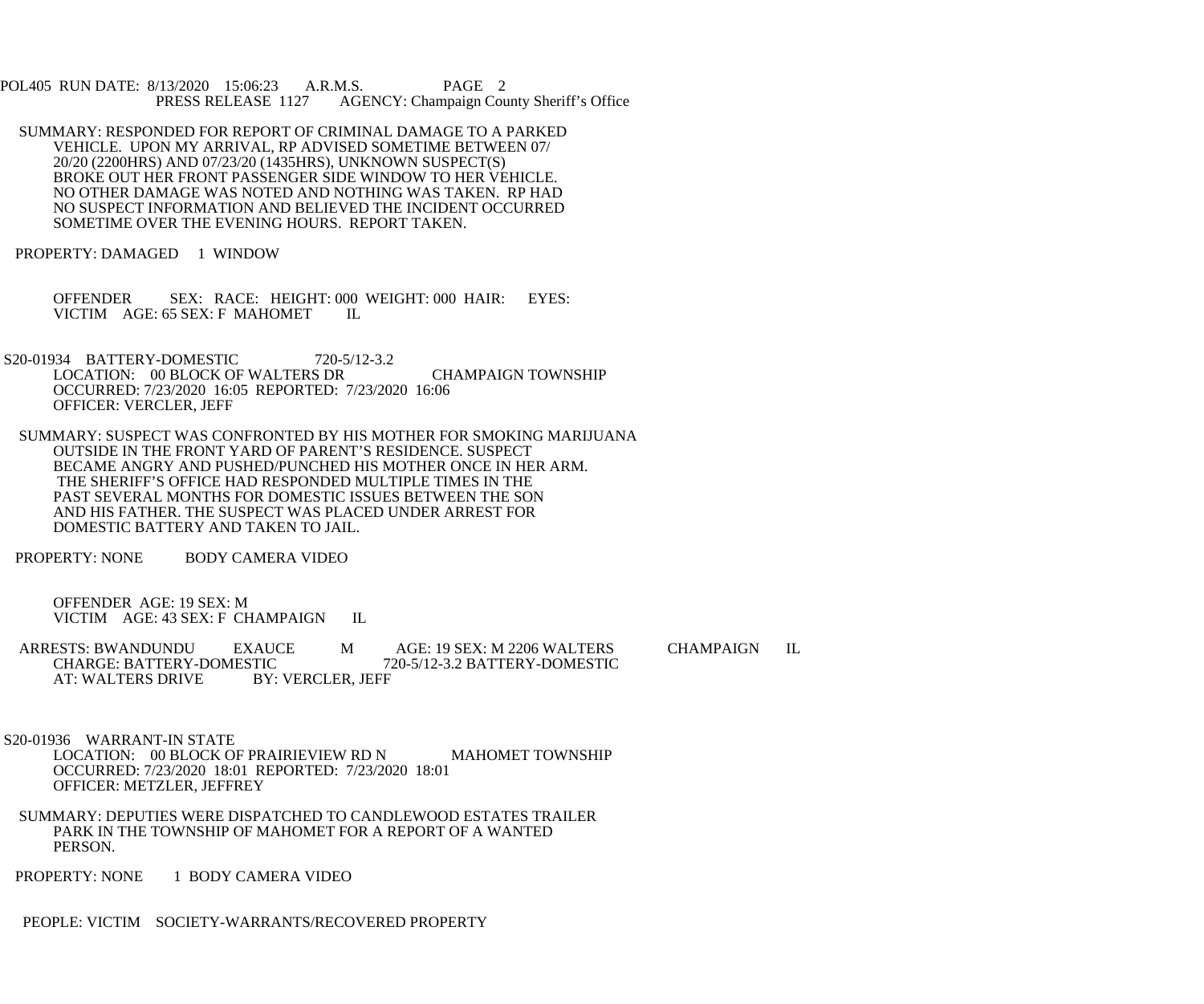POL405 RUN DATE: 8/13/2020 15:06:23 A.R.M.S. PAGE 2
PRESS RELEASE 1127 AGENCY: Champaign County Sheriff's Office

SUMMARY: RESPONDED FOR REPORT OF CRIMINAL DAMAGE TO A PARKED VEHICLE. UPON MY ARRIVAL, RP ADVISED SOMETIME BETWEEN 07/20/20 (2200HRS) AND 07/23/20 (1435HRS), UNKNOWN SUSPECT(S) BROKE OUT HER FRONT PASSENGER SIDE WINDOW TO HER VEHICLE. NO OTHER DAMAGE WAS NOTED AND NOTHING WAS TAKEN. RP HAD NO SUSPECT INFORMATION AND BELIEVED THE INCIDENT OCCURRED SOMETIME OVER THE EVENING HOURS. REPORT TAKEN.

PROPERTY: DAMAGED 1 WINDOW

OFFENDER SEX: RACE: HEIGHT: 000 WEIGHT: 000 HAIR: EYES:
VICTIM AGE: 65 SEX: F MAHOMET IL

S20-01934 BATTERY-DOMESTIC 720-5/12-3.2
LOCATION: 00 BLOCK OF WALTERS DR CHAMPAIGN TOWNSHIP
OCCURRED: 7/23/2020 16:05 REPORTED: 7/23/2020 16:06
OFFICER: VERCLER, JEFF

SUMMARY: SUSPECT WAS CONFRONTED BY HIS MOTHER FOR SMOKING MARIJUANA OUTSIDE IN THE FRONT YARD OF PARENT'S RESIDENCE. SUSPECT BECAME ANGRY AND PUSHED/PUNCHED HIS MOTHER ONCE IN HER ARM. THE SHERIFF'S OFFICE HAD RESPONDED MULTIPLE TIMES IN THE PAST SEVERAL MONTHS FOR DOMESTIC ISSUES BETWEEN THE SON AND HIS FATHER. THE SUSPECT WAS PLACED UNDER ARREST FOR DOMESTIC BATTERY AND TAKEN TO JAIL.

PROPERTY: NONE BODY CAMERA VIDEO

OFFENDER AGE: 19 SEX: M
VICTIM AGE: 43 SEX: F CHAMPAIGN IL

ARRESTS: BWANDUNDU EXAUCE M AGE: 19 SEX: M 2206 WALTERS CHAMPAIGN IL
CHARGE: BATTERY-DOMESTIC 720-5/12-3.2 BATTERY-DOMESTIC
AT: WALTERS DRIVE BY: VERCLER, JEFF

S20-01936 WARRANT-IN STATE
LOCATION: 00 BLOCK OF PRAIRIEVIEW RD N MAHOMET TOWNSHIP
OCCURRED: 7/23/2020 18:01 REPORTED: 7/23/2020 18:01
OFFICER: METZLER, JEFFREY

SUMMARY: DEPUTIES WERE DISPATCHED TO CANDLEWOOD ESTATES TRAILER PARK IN THE TOWNSHIP OF MAHOMET FOR A REPORT OF A WANTED PERSON.

PROPERTY: NONE 1 BODY CAMERA VIDEO

PEOPLE: VICTIM SOCIETY-WARRANTS/RECOVERED PROPERTY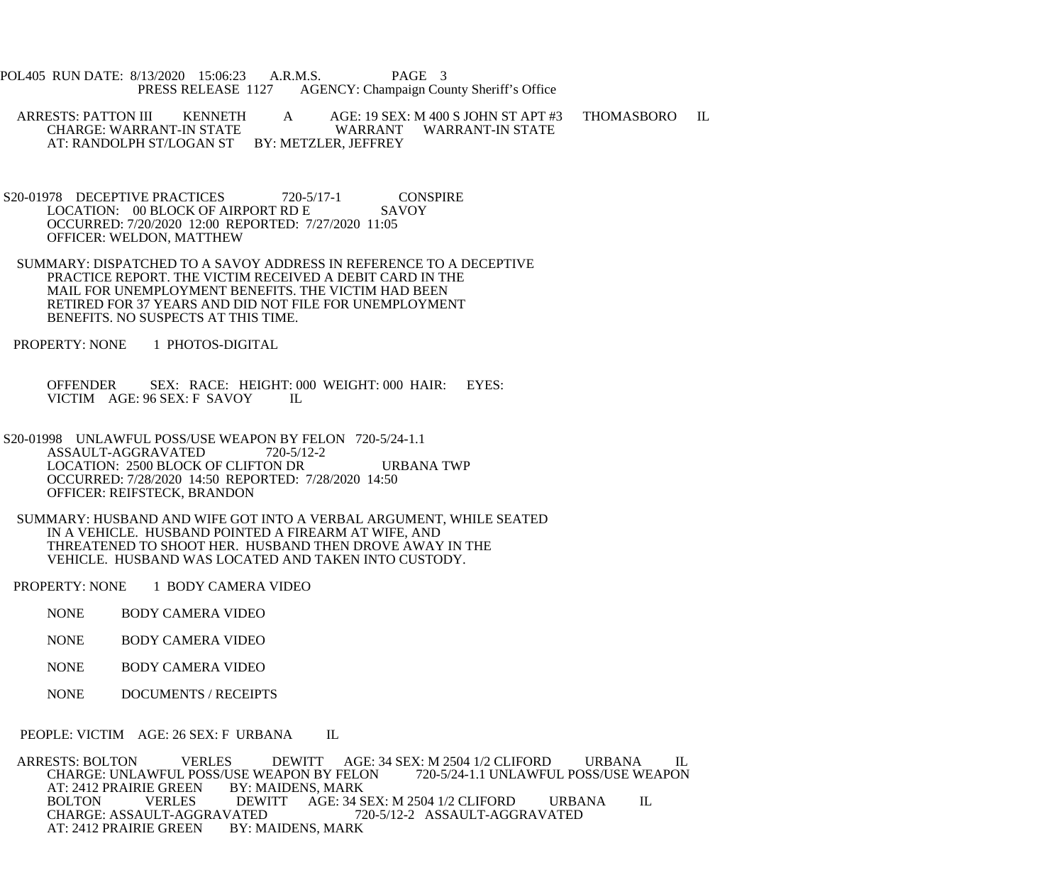POL405 RUN DATE: 8/13/2020 15:06:23 A.R.M.S. PAGE 3
PRESS RELEASE 1127 AGENCY: Champaign County Sheriff's Office

ARRESTS: PATTON III KENNETH A AGE: 19 SEX: M 400 S JOHN ST APT #3 THOMASBORO IL
CHARGE: WARRANT-IN STATE WARRANT WARRANT-IN STATE
AT: RANDOLPH ST/LOGAN ST BY: METZLER, JEFFREY

S20-01978 DECEPTIVE PRACTICES 720-5/17-1 CONSPIRE
LOCATION: 00 BLOCK OF AIRPORT RD E SAVOY
OCCURRED: 7/20/2020 12:00 REPORTED: 7/27/2020 11:05
OFFICER: WELDON, MATTHEW

SUMMARY: DISPATCHED TO A SAVOY ADDRESS IN REFERENCE TO A DECEPTIVE PRACTICE REPORT. THE VICTIM RECEIVED A DEBIT CARD IN THE MAIL FOR UNEMPLOYMENT BENEFITS. THE VICTIM HAD BEEN RETIRED FOR 37 YEARS AND DID NOT FILE FOR UNEMPLOYMENT BENEFITS. NO SUSPECTS AT THIS TIME.

PROPERTY: NONE 1 PHOTOS-DIGITAL

OFFENDER SEX: RACE: HEIGHT: 000 WEIGHT: 000 HAIR: EYES:
VICTIM AGE: 96 SEX: F SAVOY IL

S20-01998 UNLAWFUL POSS/USE WEAPON BY FELON 720-5/24-1.1
ASSAULT-AGGRAVATED 720-5/12-2
LOCATION: 2500 BLOCK OF CLIFTON DR URBANA TWP
OCCURRED: 7/28/2020 14:50 REPORTED: 7/28/2020 14:50
OFFICER: REIFSTECK, BRANDON

SUMMARY: HUSBAND AND WIFE GOT INTO A VERBAL ARGUMENT, WHILE SEATED IN A VEHICLE. HUSBAND POINTED A FIREARM AT WIFE, AND THREATENED TO SHOOT HER. HUSBAND THEN DROVE AWAY IN THE VEHICLE. HUSBAND WAS LOCATED AND TAKEN INTO CUSTODY.

PROPERTY: NONE 1 BODY CAMERA VIDEO

NONE BODY CAMERA VIDEO

NONE BODY CAMERA VIDEO

NONE BODY CAMERA VIDEO

NONE DOCUMENTS / RECEIPTS

PEOPLE: VICTIM AGE: 26 SEX: F URBANA IL

ARRESTS: BOLTON VERLES DEWITT AGE: 34 SEX: M 2504 1/2 CLIFORD URBANA IL
CHARGE: UNLAWFUL POSS/USE WEAPON BY FELON 720-5/24-1.1 UNLAWFUL POSS/USE WEAPON
AT: 2412 PRAIRIE GREEN BY: MAIDENS, MARK
BOLTON VERLES DEWITT AGE: 34 SEX: M 2504 1/2 CLIFORD URBANA IL
CHARGE: ASSAULT-AGGRAVATED 720-5/12-2 ASSAULT-AGGRAVATED
AT: 2412 PRAIRIE GREEN BY: MAIDENS, MARK